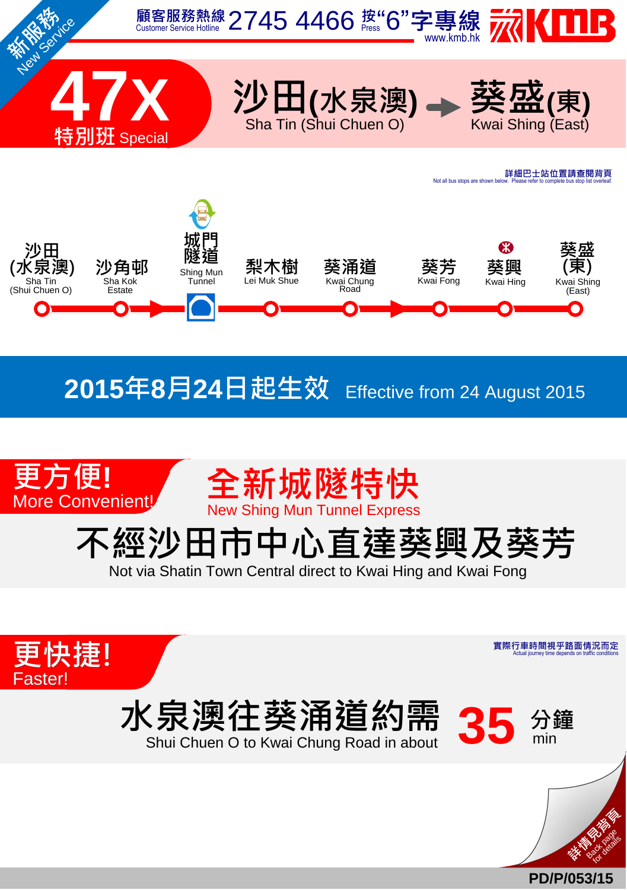新服務 New Service

顧客服務熱線 Customer Service Hotline 2745 4466 按"6"字專線 Press "6" www.kmb.hk

KMB

# 47X 特別班 Special

## 沙田(水泉澳) → 葵盛(東)
## Sha Tin (Shui Chuen O) → Kwai Shing (East)

詳細巴士站位置請查閱背頁
Not all bus stops are shown below. Please refer to complete bus stop list overleaf.

沙田(水泉澳) Sha Tin (Shui Chuen O) → 沙角邨 Sha Kok Estate → 城門隧道 Shing Mun Tunnel → 梨木樹 Lei Muk Shue → 葵涌道 Kwai Chung Road → 葵芳 Kwai Fong → 葵興 Kwai Hing → 葵盛(東) Kwai Shing (East)

**2015年8月24日起生效 Effective from 24 August 2015**

## 更方便! More Convenient!

### 全新城隧特快
### New Shing Mun Tunnel Express

**不經沙田市中心直達葵興及葵芳**
Not via Shatin Town Central direct to Kwai Hing and Kwai Fong

## 更快捷! Faster!

實際行車時間視乎路面情況而定
Actual journey time depends on traffic conditions

**水泉澳往葵涌道約需 35 分鐘**
Shui Chuen O to Kwai Chung Road in about 35 min

詳情見背頁 Back page for details

PD/P/053/15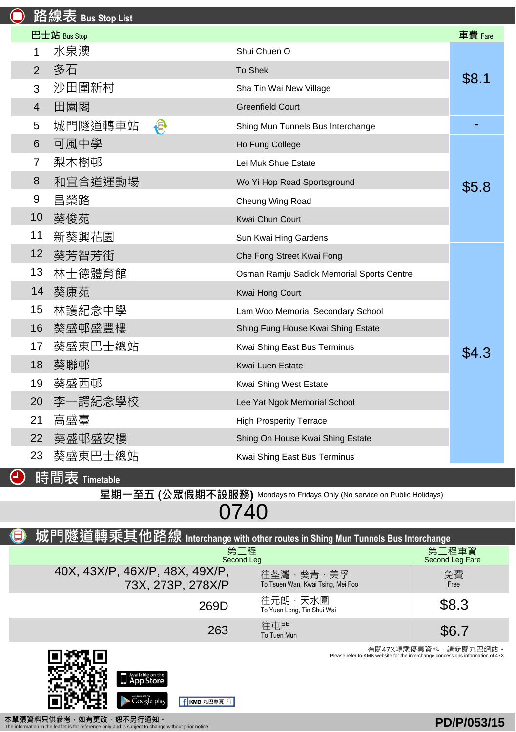## 路線表 Bus Stop List

| | 巴士站 Bus Stop | | 車費 Fare |
|---|---|---|---|
| 1 | 水泉澳 | Shui Chuen O | $8.1 |
| 2 | 多石 | To Shek | |
| 3 | 沙田圍新村 | Sha Tin Wai New Village | |
| 4 | 田園閣 | Greenfield Court | |
| 5 | 城門隧道轉車站 | Shing Mun Tunnels Bus Interchange | - |
| 6 | 可風中學 | Ho Fung College | $5.8 |
| 7 | 梨木樹邨 | Lei Muk Shue Estate | |
| 8 | 和宜合道運動場 | Wo Yi Hop Road Sportsground | |
| 9 | 昌榮路 | Cheung Wing Road | |
| 10 | 葵俊苑 | Kwai Chun Court | |
| 11 | 新葵興花園 | Sun Kwai Hing Gardens | |
| 12 | 葵芳智芳街 | Che Fong Street Kwai Fong | $4.3 |
| 13 | 林士德體育館 | Osman Ramju Sadick Memorial Sports Centre | |
| 14 | 葵康苑 | Kwai Hong Court | |
| 15 | 林護紀念中學 | Lam Woo Memorial Secondary School | |
| 16 | 葵盛邨盛豐樓 | Shing Fung House Kwai Shing Estate | |
| 17 | 葵盛東巴士總站 | Kwai Shing East Bus Terminus | |
| 18 | 葵聯邨 | Kwai Luen Estate | |
| 19 | 葵盛西邨 | Kwai Shing West Estate | |
| 20 | 李一諤紀念學校 | Lee Yat Ngok Memorial School | |
| 21 | 高盛臺 | High Prosperity Terrace | |
| 22 | 葵盛邨盛安樓 | Shing On House Kwai Shing Estate | |
| 23 | 葵盛東巴士總站 | Kwai Shing East Bus Terminus | |

## 時間表 Timetable

**星期一至五 (公眾假期不設服務)** Mondays to Fridays Only (No service on Public Holidays)

0740

## 城門隧道轉乘其他路線 Interchange with other routes in Shing Mun Tunnels Bus Interchange

| 第二程 Second Leg | | 第二程車資 Second Leg Fare |
|---|---|---|
| 40X, 43X/P, 46X/P, 48X, 49X/P, 73X, 273P, 278X/P | 往荃灣、葵青、美孚 To Tsuen Wan, Kwai Tsing, Mei Foo | 免費 Free |
| 269D | 往元朗、天水圍 To Yuen Long, Tin Shui Wai | $8.3 |
| 263 | 往屯門 To Tuen Mun | $6.7 |

有關47X轉乘優惠資料，請參閱九巴網站。
Please refer to KMB website for the interchange concessions information of 47X.

本單張資料只供參考，如有更改，恕不另行通知。
The information in the leaflet is for reference only and is subject to change without prior notice.

PD/P/053/15